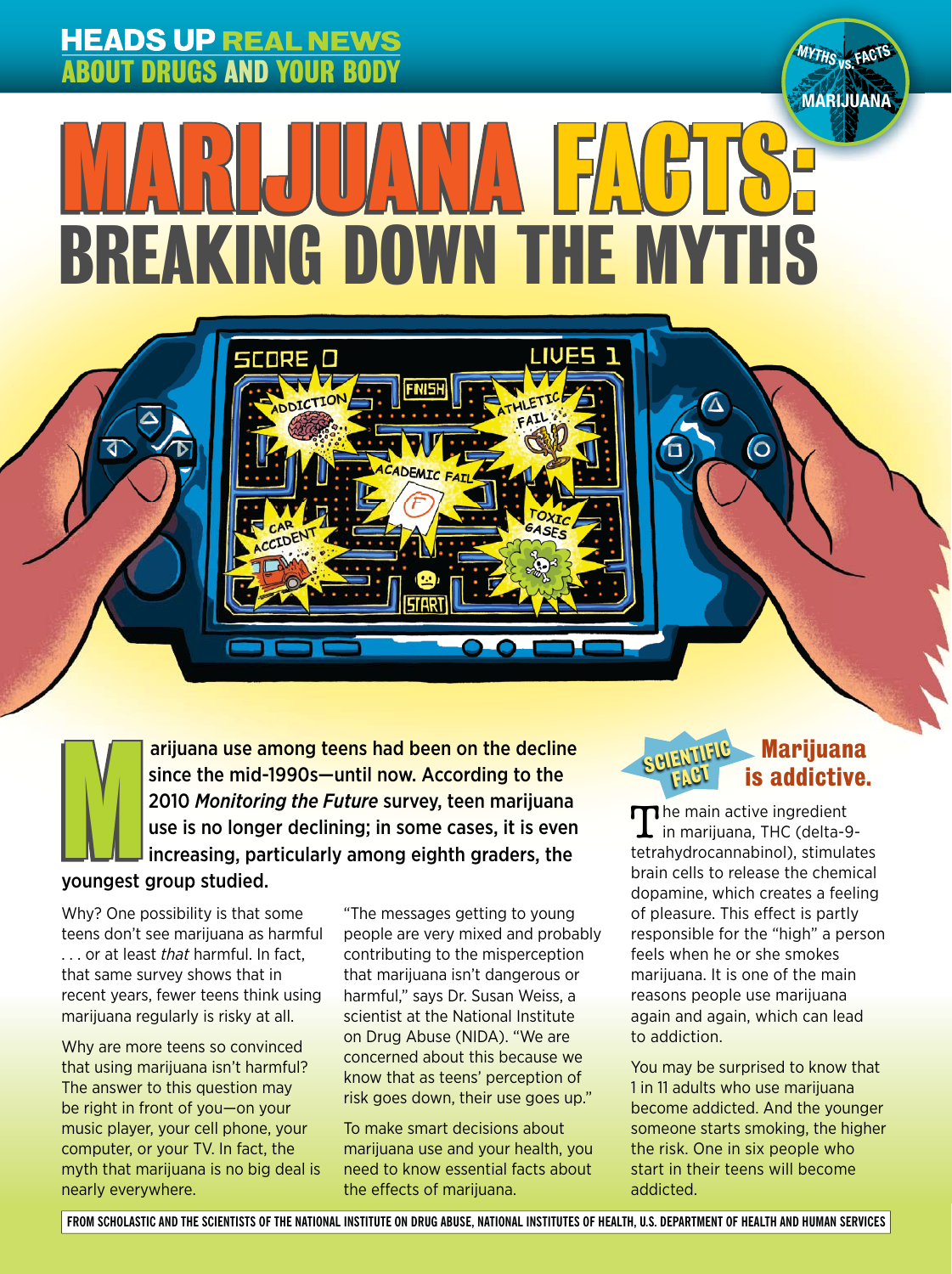HEADS UP REAL NEWS ABOUT DRUGS AND YOUR BODY

MYTHS vs. FACTS MARIJUANA

# MARIJUANA FACTS: BREAKING DOWN THE MYTHS

**Marijuana use among teens had been on the decline since the mid-1990s—until now. According to the 2010 *Monitoring the Future* survey, teen marijuana use is no longer declining; in some cases, it is even increasing, particularly among eighth graders, the youngest group studied.**

Why? One possibility is that some teens don't see marijuana as harmful . . . or at least *that* harmful. In fact, that same survey shows that in recent years, fewer teens think using marijuana regularly is risky at all.

Why are more teens so convinced that using marijuana isn't harmful? The answer to this question may be right in front of you—on your music player, your cell phone, your computer, or your TV. In fact, the myth that marijuana is no big deal is nearly everywhere.

"The messages getting to young people are very mixed and probably contributing to the misperception that marijuana isn't dangerous or harmful," says Dr. Susan Weiss, a scientist at the National Institute on Drug Abuse (NIDA). "We are concerned about this because we know that as teens' perception of risk goes down, their use goes up."

To make smart decisions about marijuana use and your health, you need to know essential facts about the effects of marijuana.

## SCIENTIFIC FACT: Marijuana is addictive.

The main active ingredient in marijuana, THC (delta-9-tetrahydrocannabinol), stimulates brain cells to release the chemical dopamine, which creates a feeling of pleasure. This effect is partly responsible for the "high" a person feels when he or she smokes marijuana. It is one of the main reasons people use marijuana again and again, which can lead to addiction.

You may be surprised to know that 1 in 11 adults who use marijuana become addicted. And the younger someone starts smoking, the higher the risk. One in six people who start in their teens will become addicted.

FROM SCHOLASTIC AND THE SCIENTISTS OF THE NATIONAL INSTITUTE ON DRUG ABUSE, NATIONAL INSTITUTES OF HEALTH, U.S. DEPARTMENT OF HEALTH AND HUMAN SERVICES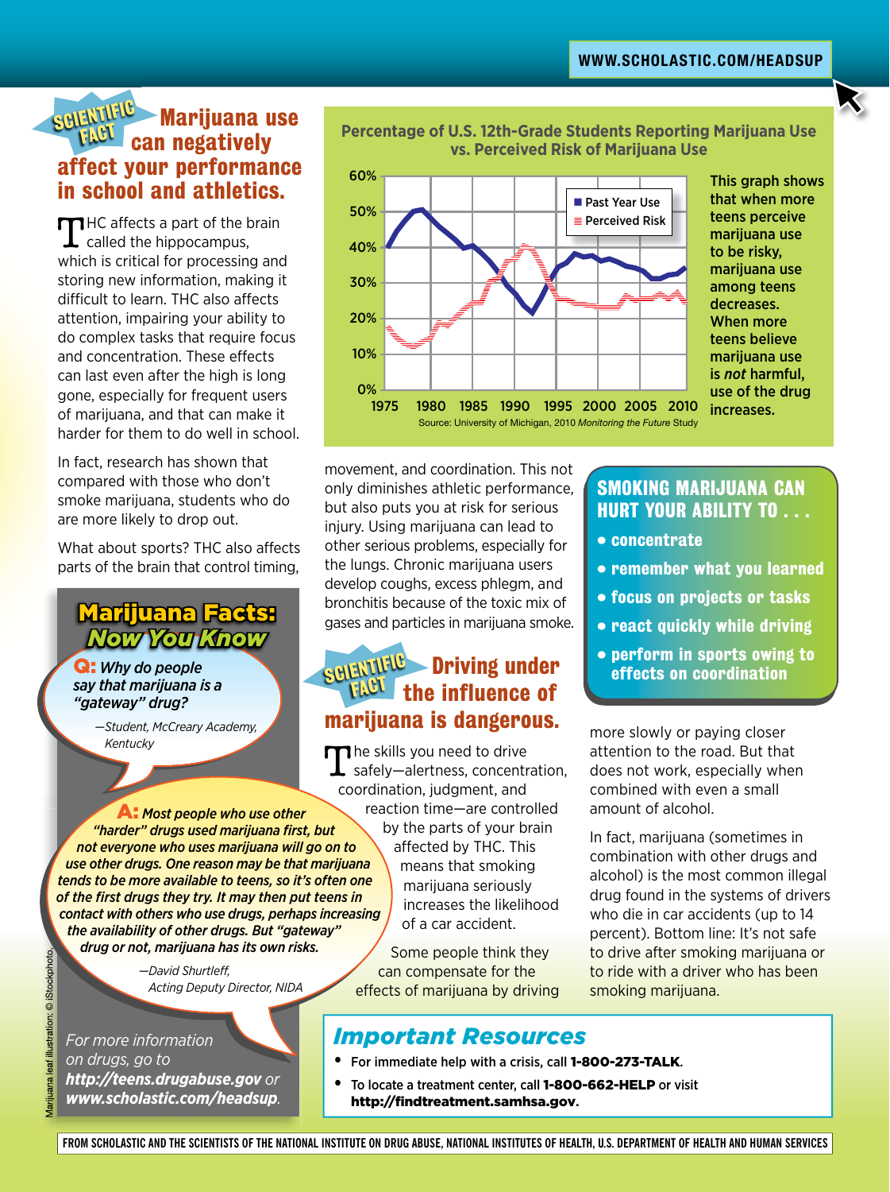## SCIENTIFIC FACT Marijuana use can negatively affect your performance in school and athletics.

THC affects a part of the brain called the hippocampus, which is critical for processing and storing new information, making it difficult to learn. THC also affects attention, impairing your ability to do complex tasks that require focus and concentration. These effects can last even after the high is long gone, especially for frequent users of marijuana, and that can make it harder for them to do well in school.

In fact, research has shown that compared with those who don't smoke marijuana, students who do are more likely to drop out.

What about sports? THC also affects parts of the brain that control timing, movement, and coordination. This not only diminishes athletic performance, but also puts you at risk for serious injury. Using marijuana can lead to other serious problems, especially for the lungs. Chronic marijuana users develop coughs, excess phlegm, and bronchitis because of the toxic mix of gases and particles in marijuana smoke.

**Percentage of U.S. 12th-Grade Students Reporting Marijuana Use vs. Perceived Risk of Marijuana Use**

60%
50%
40%
30%
20%
10%
0%

1975 1980 1985 1990 1995 2000 2005 2010

Past Year Use
Perceived Risk

Source: University of Michigan, 2010 *Monitoring the Future* Study

**This graph shows that when more teens perceive marijuana use to be risky, marijuana use among teens decreases. When more teens believe marijuana use is *not* harmful, use of the drug increases.**

### Marijuana Facts: *Now You Know*

**Q:** *Why do people say that marijuana is a "gateway" drug?*

*—Student, McCreary Academy, Kentucky*

**A:** ***Most people who use other "harder" drugs used marijuana first, but not everyone who uses marijuana will go on to use other drugs. One reason may be that marijuana tends to be more available to teens, so it's often one of the first drugs they try. It may then put teens in contact with others who use drugs, perhaps increasing the availability of other drugs. But "gateway" drug or not, marijuana has its own risks.***

*—David Shurtleff, Acting Deputy Director, NIDA*

*For more information on drugs, go to* ***http://teens.drugabuse.gov*** *or* ***www.scholastic.com/headsup****.*

Marijuana leaf illustration: © iStockphoto.

## SCIENTIFIC FACT Driving under the influence of marijuana is dangerous.

The skills you need to drive safely—alertness, concentration, coordination, judgment, and reaction time—are controlled by the parts of your brain affected by THC. This means that smoking marijuana seriously increases the likelihood of a car accident.

Some people think they can compensate for the effects of marijuana by driving more slowly or paying closer attention to the road. But that does not work, especially when combined with even a small amount of alcohol.

In fact, marijuana (sometimes in combination with other drugs and alcohol) is the most common illegal drug found in the systems of drivers who die in car accidents (up to 14 percent). Bottom line: It's not safe to drive after smoking marijuana or to ride with a driver who has been smoking marijuana.

### SMOKING MARIJUANA CAN HURT YOUR ABILITY TO . . .

- **concentrate**
- **remember what you learned**
- **focus on projects or tasks**
- **react quickly while driving**
- **perform in sports owing to effects on coordination**

### *Important Resources*

- **For immediate help with a crisis, call 1-800-273-TALK.**
- **To locate a treatment center, call 1-800-662-HELP or visit http://findtreatment.samhsa.gov.**

FROM SCHOLASTIC AND THE SCIENTISTS OF THE NATIONAL INSTITUTE ON DRUG ABUSE, NATIONAL INSTITUTES OF HEALTH, U.S. DEPARTMENT OF HEALTH AND HUMAN SERVICES